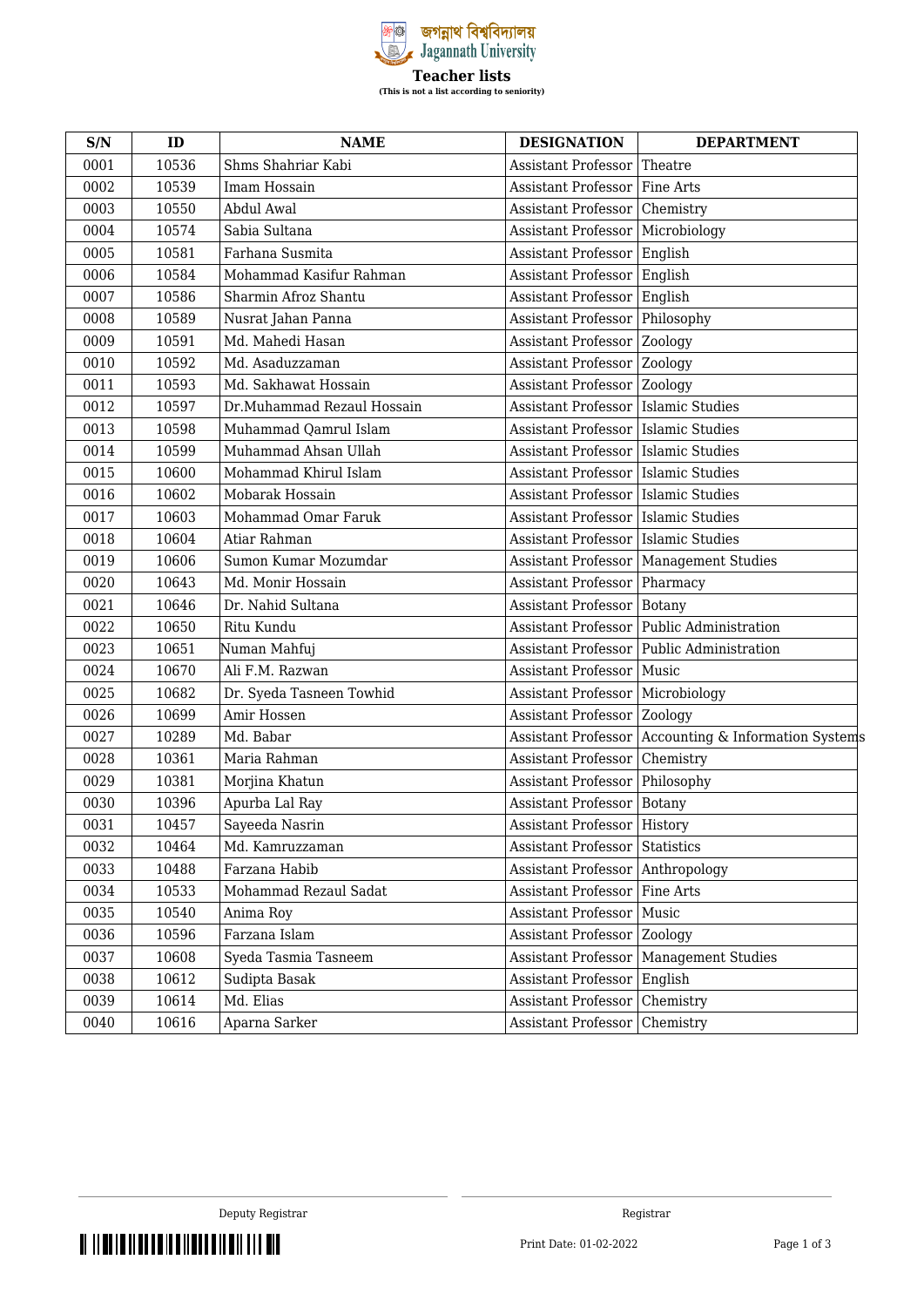জগন্নাথ বিশ্ববিদ্যালয়
Jagannath University

# Teacher lists

**(This is not a list according to seniority)**

| S/N | ID | NAME | DESIGNATION | DEPARTMENT |
|---|---|---|---|---|
| 0001 | 10536 | Shms Shahriar Kabi | Assistant Professor | Theatre |
| 0002 | 10539 | Imam Hossain | Assistant Professor | Fine Arts |
| 0003 | 10550 | Abdul Awal | Assistant Professor | Chemistry |
| 0004 | 10574 | Sabia Sultana | Assistant Professor | Microbiology |
| 0005 | 10581 | Farhana Susmita | Assistant Professor | English |
| 0006 | 10584 | Mohammad Kasifur Rahman | Assistant Professor | English |
| 0007 | 10586 | Sharmin Afroz Shantu | Assistant Professor | English |
| 0008 | 10589 | Nusrat Jahan Panna | Assistant Professor | Philosophy |
| 0009 | 10591 | Md. Mahedi Hasan | Assistant Professor | Zoology |
| 0010 | 10592 | Md. Asaduzzaman | Assistant Professor | Zoology |
| 0011 | 10593 | Md. Sakhawat Hossain | Assistant Professor | Zoology |
| 0012 | 10597 | Dr.Muhammad Rezaul Hossain | Assistant Professor | Islamic Studies |
| 0013 | 10598 | Muhammad Qamrul Islam | Assistant Professor | Islamic Studies |
| 0014 | 10599 | Muhammad Ahsan Ullah | Assistant Professor | Islamic Studies |
| 0015 | 10600 | Mohammad Khirul Islam | Assistant Professor | Islamic Studies |
| 0016 | 10602 | Mobarak Hossain | Assistant Professor | Islamic Studies |
| 0017 | 10603 | Mohammad Omar Faruk | Assistant Professor | Islamic Studies |
| 0018 | 10604 | Atiar Rahman | Assistant Professor | Islamic Studies |
| 0019 | 10606 | Sumon Kumar Mozumdar | Assistant Professor | Management Studies |
| 0020 | 10643 | Md. Monir Hossain | Assistant Professor | Pharmacy |
| 0021 | 10646 | Dr. Nahid Sultana | Assistant Professor | Botany |
| 0022 | 10650 | Ritu Kundu | Assistant Professor | Public Administration |
| 0023 | 10651 | Numan Mahfuj | Assistant Professor | Public Administration |
| 0024 | 10670 | Ali F.M. Razwan | Assistant Professor | Music |
| 0025 | 10682 | Dr. Syeda Tasneen Towhid | Assistant Professor | Microbiology |
| 0026 | 10699 | Amir Hossen | Assistant Professor | Zoology |
| 0027 | 10289 | Md. Babar | Assistant Professor | Accounting & Information Systems |
| 0028 | 10361 | Maria Rahman | Assistant Professor | Chemistry |
| 0029 | 10381 | Morjina Khatun | Assistant Professor | Philosophy |
| 0030 | 10396 | Apurba Lal Ray | Assistant Professor | Botany |
| 0031 | 10457 | Sayeeda Nasrin | Assistant Professor | History |
| 0032 | 10464 | Md. Kamruzzaman | Assistant Professor | Statistics |
| 0033 | 10488 | Farzana Habib | Assistant Professor | Anthropology |
| 0034 | 10533 | Mohammad Rezaul Sadat | Assistant Professor | Fine Arts |
| 0035 | 10540 | Anima Roy | Assistant Professor | Music |
| 0036 | 10596 | Farzana Islam | Assistant Professor | Zoology |
| 0037 | 10608 | Syeda Tasmia Tasneem | Assistant Professor | Management Studies |
| 0038 | 10612 | Sudipta Basak | Assistant Professor | English |
| 0039 | 10614 | Md. Elias | Assistant Professor | Chemistry |
| 0040 | 10616 | Aparna Sarker | Assistant Professor | Chemistry |

Deputy Registrar

Registrar

Print Date: 01-02-2022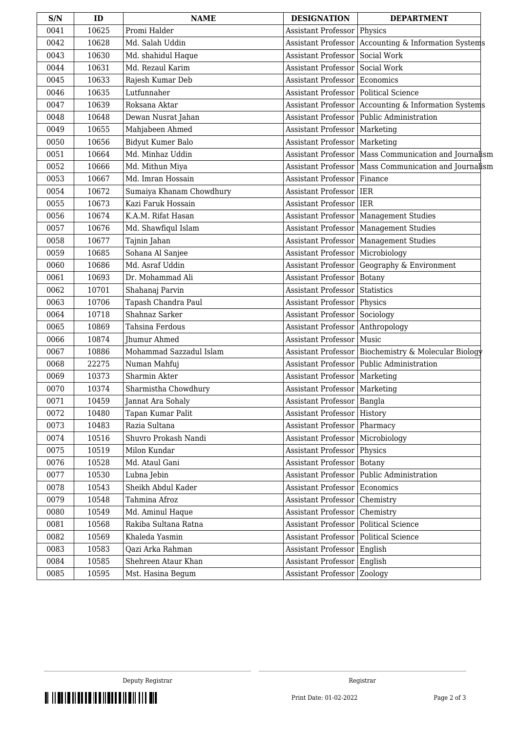| S/N | ID | NAME | DESIGNATION | DEPARTMENT |
| --- | --- | --- | --- | --- |
| 0041 | 10625 | Promi Halder | Assistant Professor | Physics |
| 0042 | 10628 | Md. Salah Uddin | Assistant Professor | Accounting & Information Systems |
| 0043 | 10630 | Md. shahidul Haque | Assistant Professor | Social Work |
| 0044 | 10631 | Md. Rezaul Karim | Assistant Professor | Social Work |
| 0045 | 10633 | Rajesh Kumar Deb | Assistant Professor | Economics |
| 0046 | 10635 | Lutfunnaher | Assistant Professor | Political Science |
| 0047 | 10639 | Roksana Aktar | Assistant Professor | Accounting & Information Systems |
| 0048 | 10648 | Dewan Nusrat Jahan | Assistant Professor | Public Administration |
| 0049 | 10655 | Mahjabeen Ahmed | Assistant Professor | Marketing |
| 0050 | 10656 | Bidyut Kumer Balo | Assistant Professor | Marketing |
| 0051 | 10664 | Md. Minhaz Uddin | Assistant Professor | Mass Communication and Journalism |
| 0052 | 10666 | Md. Mithun Miya | Assistant Professor | Mass Communication and Journalism |
| 0053 | 10667 | Md. Imran Hossain | Assistant Professor | Finance |
| 0054 | 10672 | Sumaiya Khanam Chowdhury | Assistant Professor | IER |
| 0055 | 10673 | Kazi Faruk Hossain | Assistant Professor | IER |
| 0056 | 10674 | K.A.M. Rifat Hasan | Assistant Professor | Management Studies |
| 0057 | 10676 | Md. Shawfiqul Islam | Assistant Professor | Management Studies |
| 0058 | 10677 | Tajnin Jahan | Assistant Professor | Management Studies |
| 0059 | 10685 | Sohana Al Sanjee | Assistant Professor | Microbiology |
| 0060 | 10686 | Md. Asraf Uddin | Assistant Professor | Geography & Environment |
| 0061 | 10693 | Dr. Mohammad Ali | Assistant Professor | Botany |
| 0062 | 10701 | Shahanaj Parvin | Assistant Professor | Statistics |
| 0063 | 10706 | Tapash Chandra Paul | Assistant Professor | Physics |
| 0064 | 10718 | Shahnaz Sarker | Assistant Professor | Sociology |
| 0065 | 10869 | Tahsina Ferdous | Assistant Professor | Anthropology |
| 0066 | 10874 | Jhumur Ahmed | Assistant Professor | Music |
| 0067 | 10886 | Mohammad Sazzadul Islam | Assistant Professor | Biochemistry & Molecular Biology |
| 0068 | 22275 | Numan Mahfuj | Assistant Professor | Public Administration |
| 0069 | 10373 | Sharmin Akter | Assistant Professor | Marketing |
| 0070 | 10374 | Sharmistha Chowdhury | Assistant Professor | Marketing |
| 0071 | 10459 | Jannat Ara Sohaly | Assistant Professor | Bangla |
| 0072 | 10480 | Tapan Kumar Palit | Assistant Professor | History |
| 0073 | 10483 | Razia Sultana | Assistant Professor | Pharmacy |
| 0074 | 10516 | Shuvro Prokash Nandi | Assistant Professor | Microbiology |
| 0075 | 10519 | Milon Kundar | Assistant Professor | Physics |
| 0076 | 10528 | Md. Ataul Gani | Assistant Professor | Botany |
| 0077 | 10530 | Lubna Jebin | Assistant Professor | Public Administration |
| 0078 | 10543 | Sheikh Abdul Kader | Assistant Professor | Economics |
| 0079 | 10548 | Tahmina Afroz | Assistant Professor | Chemistry |
| 0080 | 10549 | Md. Aminul Haque | Assistant Professor | Chemistry |
| 0081 | 10568 | Rakiba Sultana Ratna | Assistant Professor | Political Science |
| 0082 | 10569 | Khaleda Yasmin | Assistant Professor | Political Science |
| 0083 | 10583 | Qazi Arka Rahman | Assistant Professor | English |
| 0084 | 10585 | Shehreen Ataur Khan | Assistant Professor | English |
| 0085 | 10595 | Mst. Hasina Begum | Assistant Professor | Zoology |

Deputy Registrar

Registrar

Print Date: 01-02-2022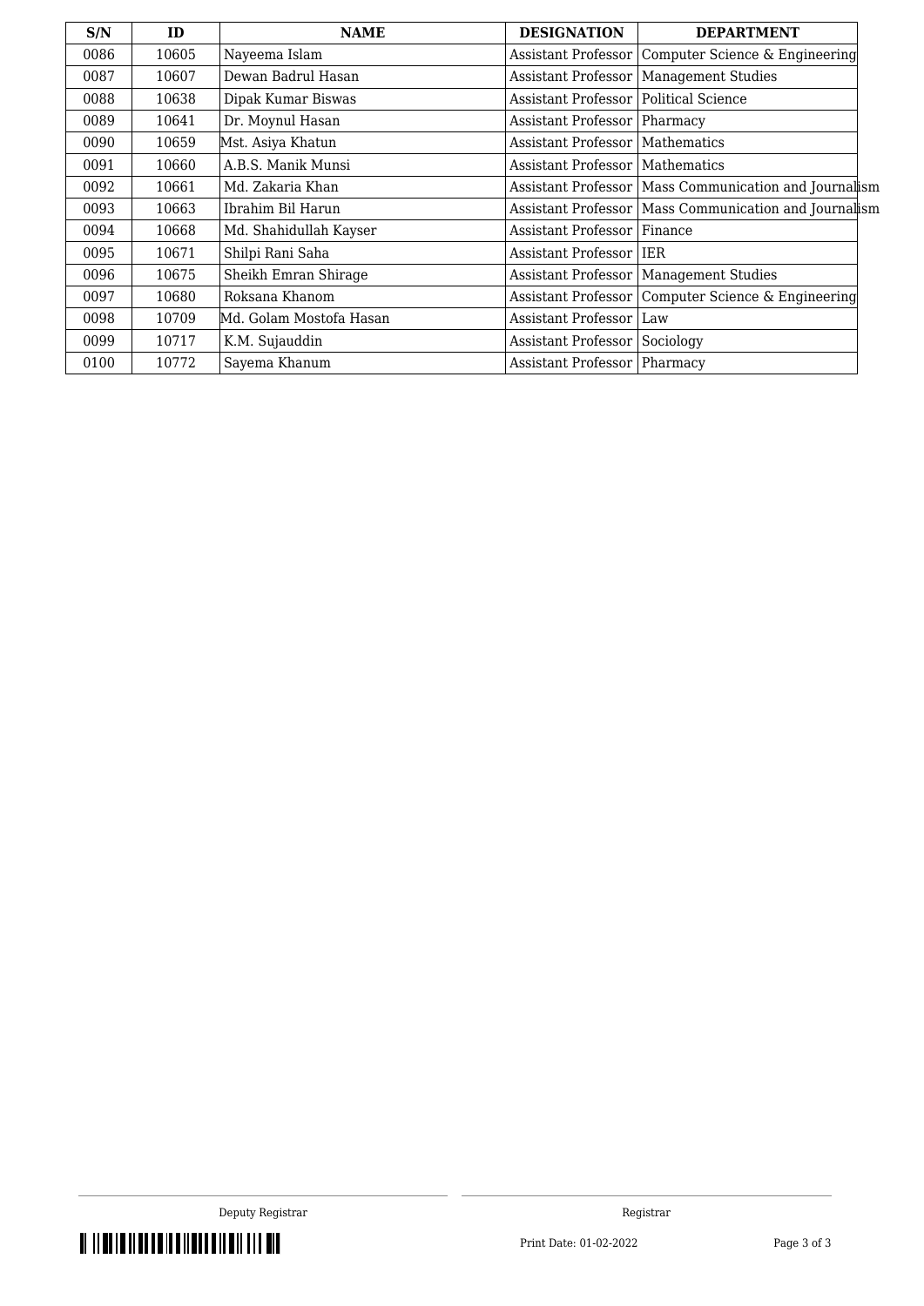| S/N | ID | NAME | DESIGNATION | DEPARTMENT |
| --- | --- | --- | --- | --- |
| 0086 | 10605 | Nayeema Islam | Assistant Professor | Computer Science & Engineering |
| 0087 | 10607 | Dewan Badrul Hasan | Assistant Professor | Management Studies |
| 0088 | 10638 | Dipak Kumar Biswas | Assistant Professor | Political Science |
| 0089 | 10641 | Dr. Moynul Hasan | Assistant Professor | Pharmacy |
| 0090 | 10659 | Mst. Asiya Khatun | Assistant Professor | Mathematics |
| 0091 | 10660 | A.B.S. Manik Munsi | Assistant Professor | Mathematics |
| 0092 | 10661 | Md. Zakaria Khan | Assistant Professor | Mass Communication and Journalism |
| 0093 | 10663 | Ibrahim Bil Harun | Assistant Professor | Mass Communication and Journalism |
| 0094 | 10668 | Md. Shahidullah Kayser | Assistant Professor | Finance |
| 0095 | 10671 | Shilpi Rani Saha | Assistant Professor | IER |
| 0096 | 10675 | Sheikh Emran Shirage | Assistant Professor | Management Studies |
| 0097 | 10680 | Roksana Khanom | Assistant Professor | Computer Science & Engineering |
| 0098 | 10709 | Md. Golam Mostofa Hasan | Assistant Professor | Law |
| 0099 | 10717 | K.M. Sujauddin | Assistant Professor | Sociology |
| 0100 | 10772 | Sayema Khanum | Assistant Professor | Pharmacy |

Deputy Registrar

Registrar

Print Date: 01-02-2022